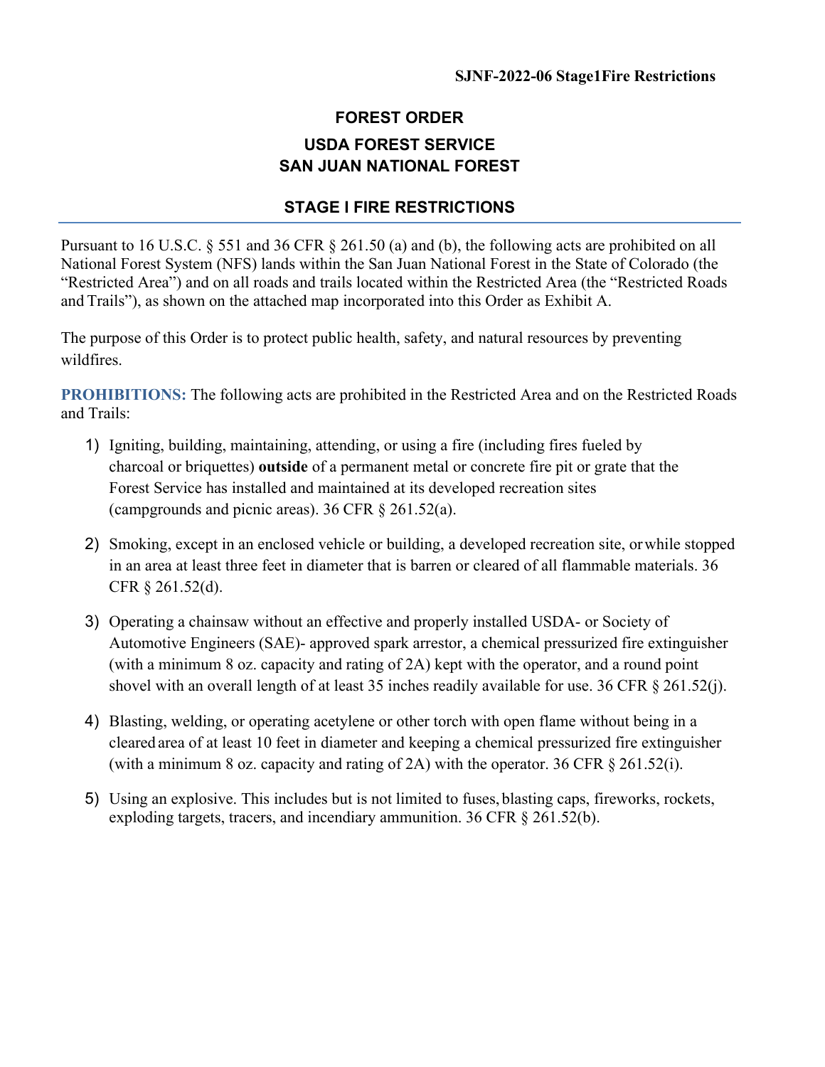**SJNF-2022-06 Stage1Fire Restrictions**

# FOREST ORDER

## USDA FOREST SERVICE
## SAN JUAN NATIONAL FOREST

## STAGE I FIRE RESTRICTIONS

Pursuant to 16 U.S.C. § 551 and 36 CFR § 261.50 (a) and (b), the following acts are prohibited on all National Forest System (NFS) lands within the San Juan National Forest in the State of Colorado (the "Restricted Area") and on all roads and trails located within the Restricted Area (the "Restricted Roads and Trails"), as shown on the attached map incorporated into this Order as Exhibit A.

The purpose of this Order is to protect public health, safety, and natural resources by preventing wildfires.

**PROHIBITIONS:** The following acts are prohibited in the Restricted Area and on the Restricted Roads and Trails:

1) Igniting, building, maintaining, attending, or using a fire (including fires fueled by charcoal or briquettes) **outside** of a permanent metal or concrete fire pit or grate that the Forest Service has installed and maintained at its developed recreation sites (campgrounds and picnic areas). 36 CFR § 261.52(a).

2) Smoking, except in an enclosed vehicle or building, a developed recreation site, or while stopped in an area at least three feet in diameter that is barren or cleared of all flammable materials. 36 CFR § 261.52(d).

3) Operating a chainsaw without an effective and properly installed USDA- or Society of Automotive Engineers (SAE)- approved spark arrestor, a chemical pressurized fire extinguisher (with a minimum 8 oz. capacity and rating of 2A) kept with the operator, and a round point shovel with an overall length of at least 35 inches readily available for use. 36 CFR § 261.52(j).

4) Blasting, welding, or operating acetylene or other torch with open flame without being in a cleared area of at least 10 feet in diameter and keeping a chemical pressurized fire extinguisher (with a minimum 8 oz. capacity and rating of 2A) with the operator. 36 CFR § 261.52(i).

5) Using an explosive. This includes but is not limited to fuses, blasting caps, fireworks, rockets, exploding targets, tracers, and incendiary ammunition. 36 CFR § 261.52(b).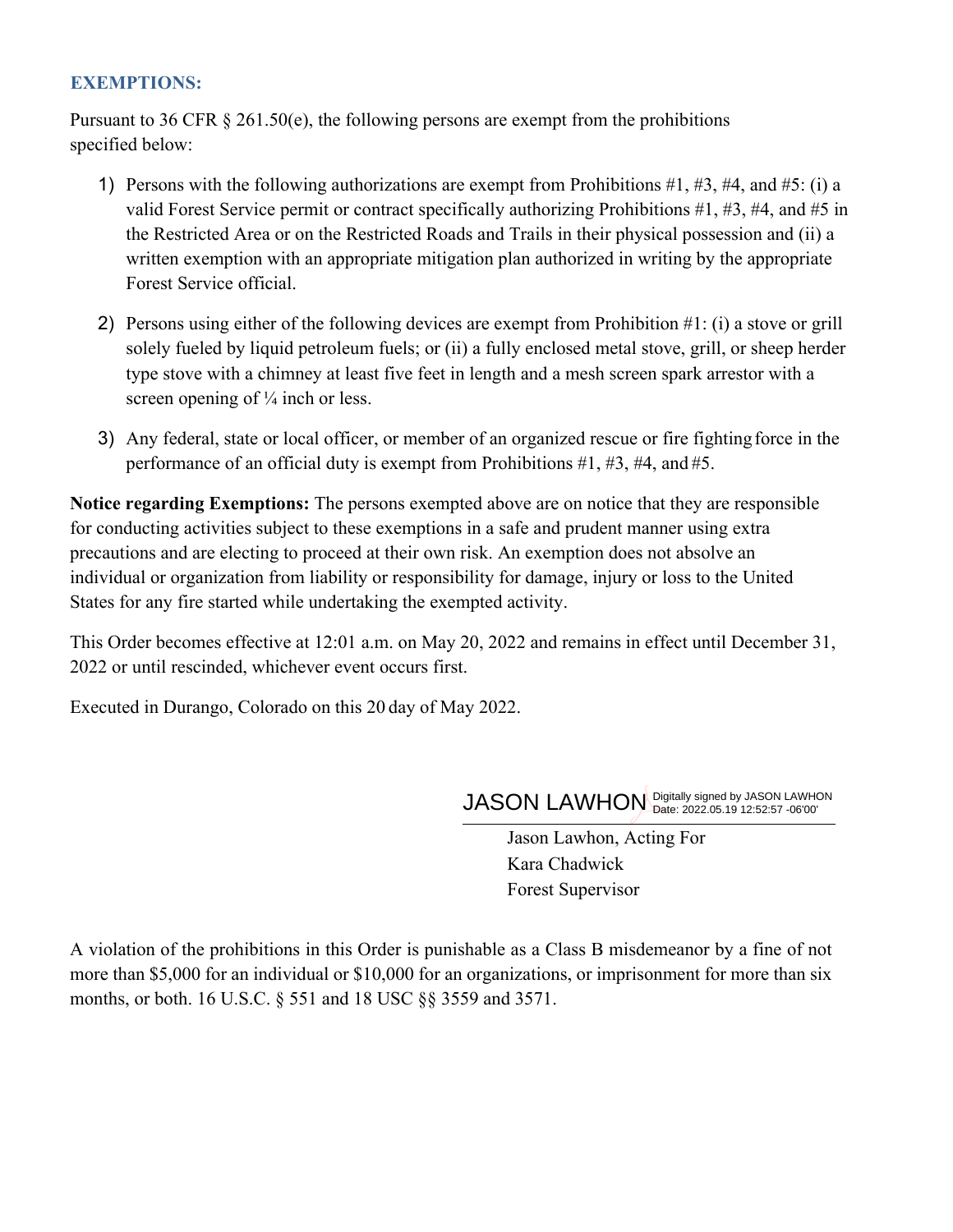## EXEMPTIONS:

Pursuant to 36 CFR § 261.50(e), the following persons are exempt from the prohibitions specified below:

1) Persons with the following authorizations are exempt from Prohibitions #1, #3, #4, and #5: (i) a valid Forest Service permit or contract specifically authorizing Prohibitions #1, #3, #4, and #5 in the Restricted Area or on the Restricted Roads and Trails in their physical possession and (ii) a written exemption with an appropriate mitigation plan authorized in writing by the appropriate Forest Service official.

2) Persons using either of the following devices are exempt from Prohibition #1: (i) a stove or grill solely fueled by liquid petroleum fuels; or (ii) a fully enclosed metal stove, grill, or sheep herder type stove with a chimney at least five feet in length and a mesh screen spark arrestor with a screen opening of ¼ inch or less.

3) Any federal, state or local officer, or member of an organized rescue or fire fighting force in the performance of an official duty is exempt from Prohibitions #1, #3, #4, and #5.

**Notice regarding Exemptions:** The persons exempted above are on notice that they are responsible for conducting activities subject to these exemptions in a safe and prudent manner using extra precautions and are electing to proceed at their own risk. An exemption does not absolve an individual or organization from liability or responsibility for damage, injury or loss to the United States for any fire started while undertaking the exempted activity.

This Order becomes effective at 12:01 a.m. on May 20, 2022 and remains in effect until December 31, 2022 or until rescinded, whichever event occurs first.

Executed in Durango, Colorado on this 20 day of May 2022.

JASON LAWHON Digitally signed by JASON LAWHON
Date: 2022.05.19 12:52:57 -06'00'

Jason Lawhon, Acting For
Kara Chadwick
Forest Supervisor

A violation of the prohibitions in this Order is punishable as a Class B misdemeanor by a fine of not more than $5,000 for an individual or $10,000 for an organizations, or imprisonment for more than six months, or both. 16 U.S.C. § 551 and 18 USC §§ 3559 and 3571.